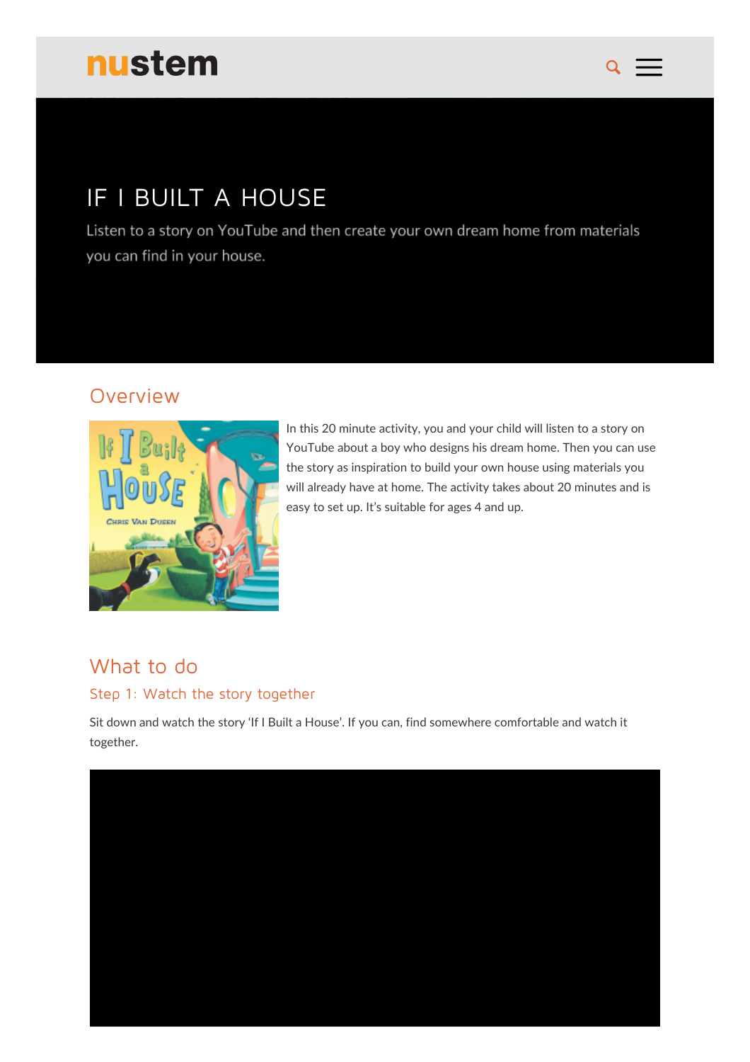nustem

# IF I BUILT A HOUSE

Listen to a story on YouTube and then create your own dream home from materials you can find in your house.

## Overview

In this 20 minute activity, you and your child will listen to a story on YouTube about a boy who designs his dream home. Then you can use the story as inspiration to build your own house using materials you will already have at home. The activity takes about 20 minutes and is easy to set up. It's suitable for ages 4 and up.

## What to do

### Step 1: Watch the story together

Sit down and watch the story 'If I Built a House'. If you can, find somewhere comfortable and watch it together.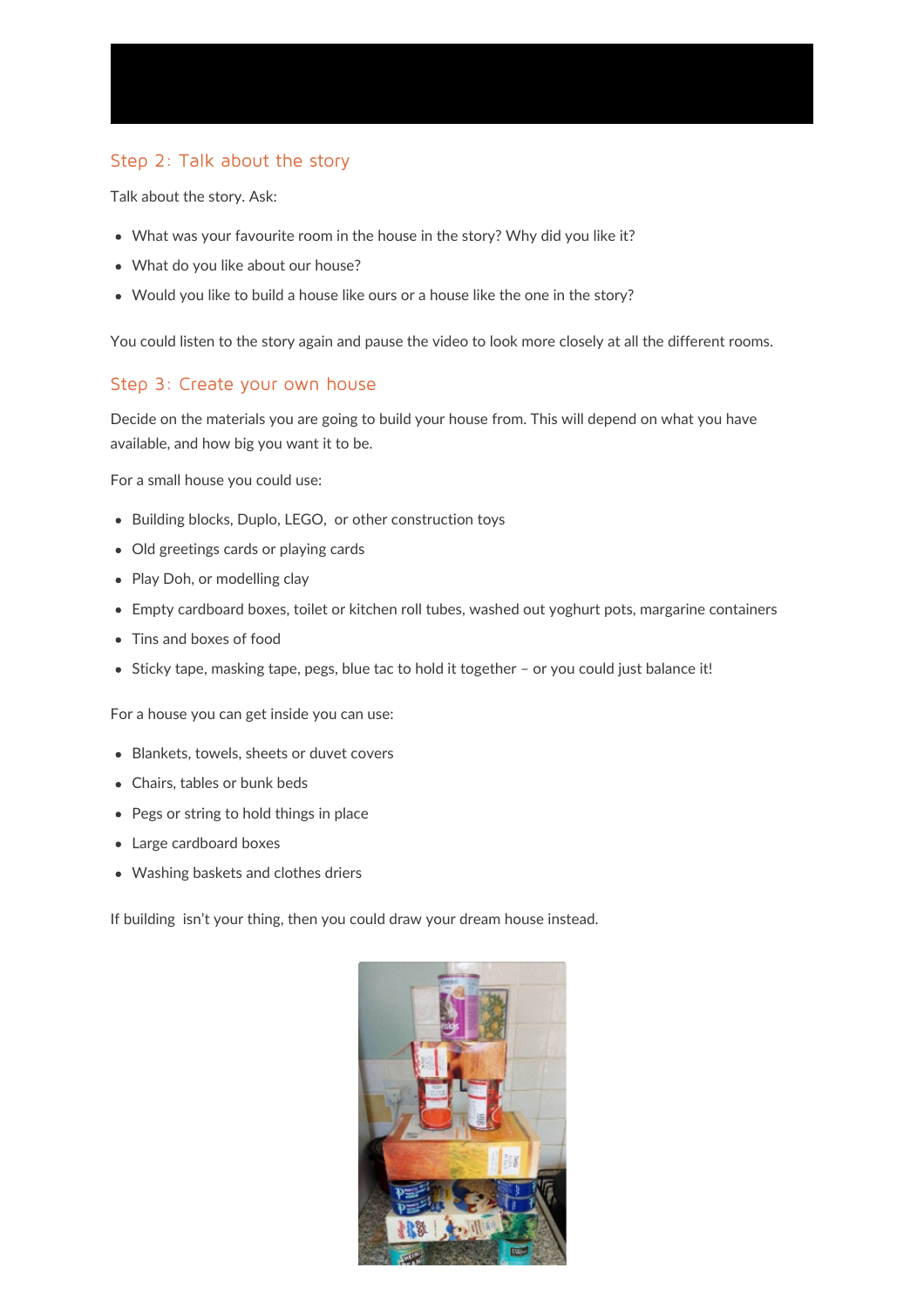## Step 2: Talk about the story

Talk about the story. Ask:

- What was your favourite room in the house in the story? Why did you like it?
- What do you like about our house?
- Would you like to build a house like ours or a house like the one in the story?

You could listen to the story again and pause the video to look more closely at all the different rooms.

## Step 3: Create your own house

Decide on the materials you are going to build your house from. This will depend on what you have available, and how big you want it to be.

For a small house you could use:

- Building blocks, Duplo, LEGO, or other construction toys
- Old greetings cards or playing cards
- Play Doh, or modelling clay
- Empty cardboard boxes, toilet or kitchen roll tubes, washed out yoghurt pots, margarine containers
- Tins and boxes of food
- Sticky tape, masking tape, pegs, blue tac to hold it together – or you could just balance it!

For a house you can get inside you can use:

- Blankets, towels, sheets or duvet covers
- Chairs, tables or bunk beds
- Pegs or string to hold things in place
- Large cardboard boxes
- Washing baskets and clothes driers

If building isn't your thing, then you could draw your dream house instead.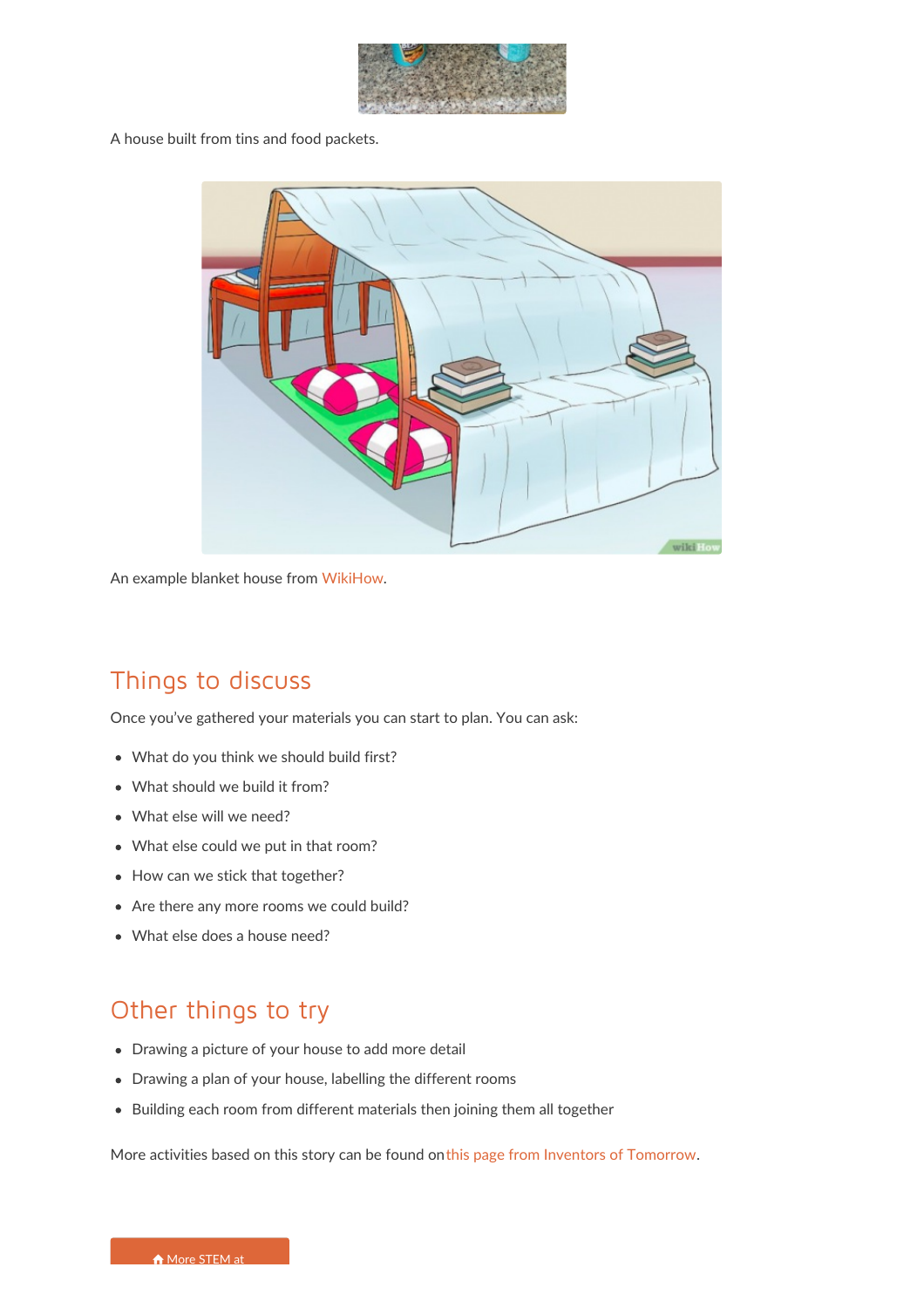A house built from tins and food packets.

An example blanket house from WikiHow.

## Things to discuss

Once you've gathered your materials you can start to plan. You can ask:

- What do you think we should build first?
- What should we build it from?
- What else will we need?
- What else could we put in that room?
- How can we stick that together?
- Are there any more rooms we could build?
- What else does a house need?

## Other things to try

- Drawing a picture of your house to add more detail
- Drawing a plan of your house, labelling the different rooms
- Building each room from different materials then joining them all together

More activities based on this story can be found on this page from Inventors of Tomorrow.

More STEM at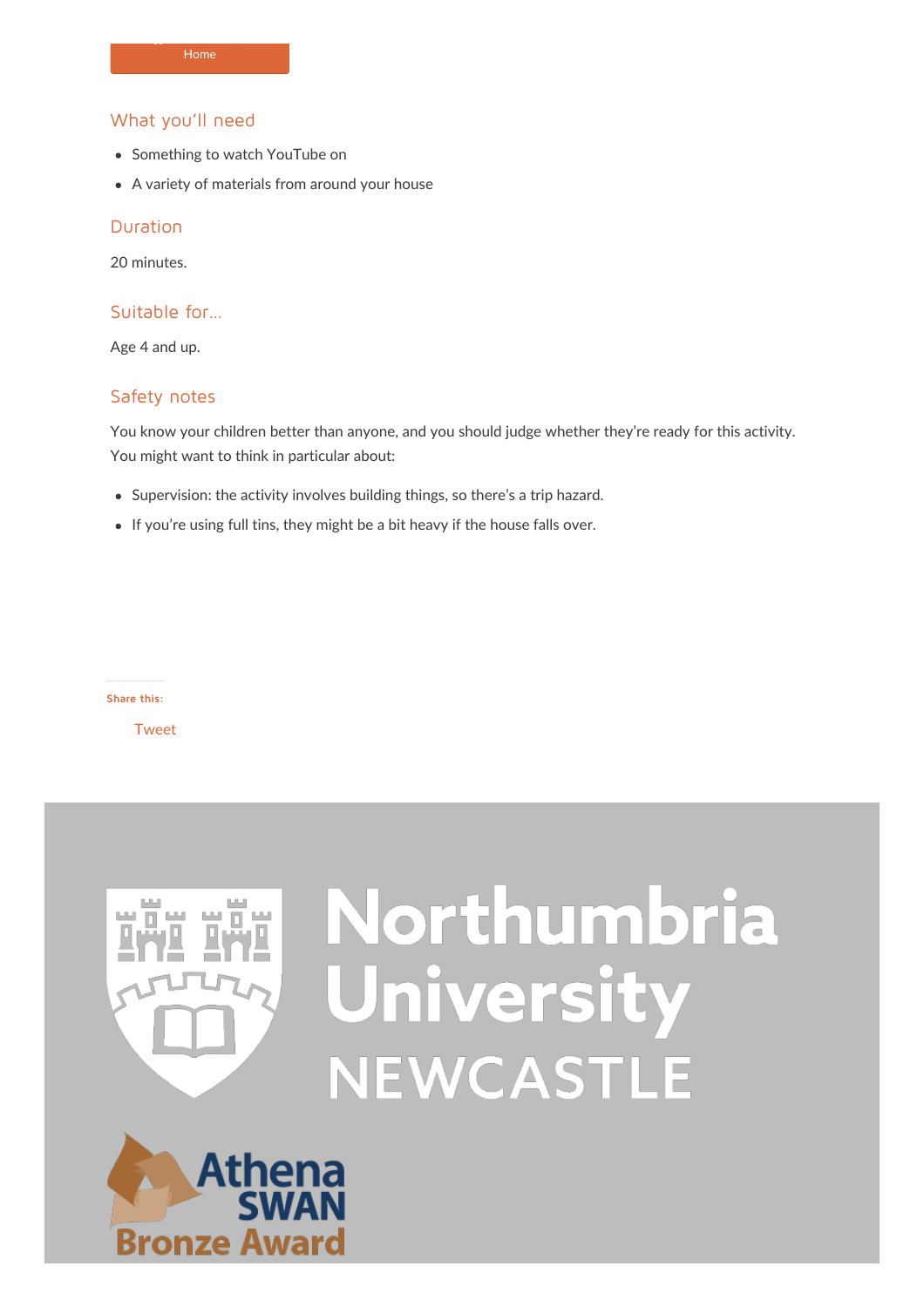Home

## What you'll need

- Something to watch YouTube on
- A variety of materials from around your house

## Duration

20 minutes.

## Suitable for…

Age 4 and up.

## Safety notes

You know your children better than anyone, and you should judge whether they're ready for this activity. You might want to think in particular about:

- Supervision: the activity involves building things, so there's a trip hazard.
- If you're using full tins, they might be a bit heavy if the house falls over.

**Share this:**

Tweet

Northumbria University NEWCASTLE

Athena SWAN Bronze Award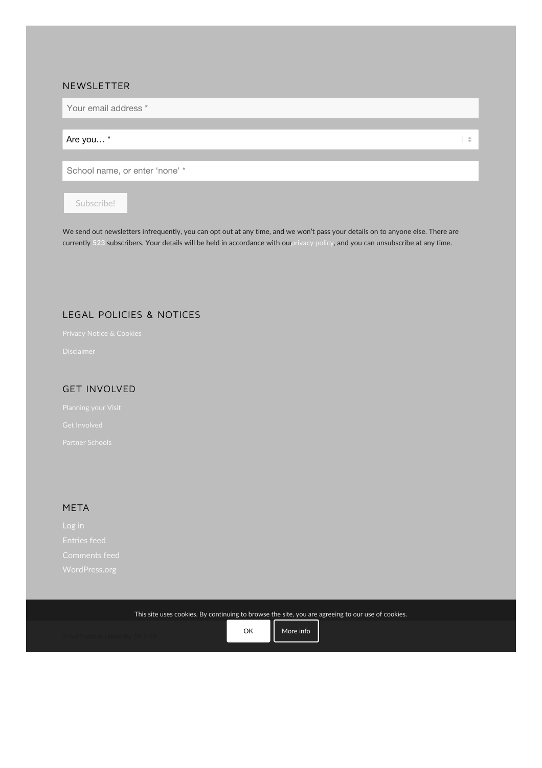## NEWSLETTER

Your email address *

Are you… *

School name, or enter 'none' *

Subscribe!

We send out newsletters infrequently, you can opt out at any time, and we won't pass your details on to anyone else. There are currently **523** subscribers. Your details will be held in accordance with our privacy policy, and you can unsubscribe at any time.

## LEGAL POLICIES & NOTICES

Privacy Notice & Cookies

Disclaimer

## GET INVOLVED

Planning your Visit

Get Involved

Partner Schools

## META

Log in

Entries feed

Comments feed

WordPress.org

This site uses cookies. By continuing to browse the site, you are agreeing to our use of cookies.

OK

More info

© Northumbria University 2014-20